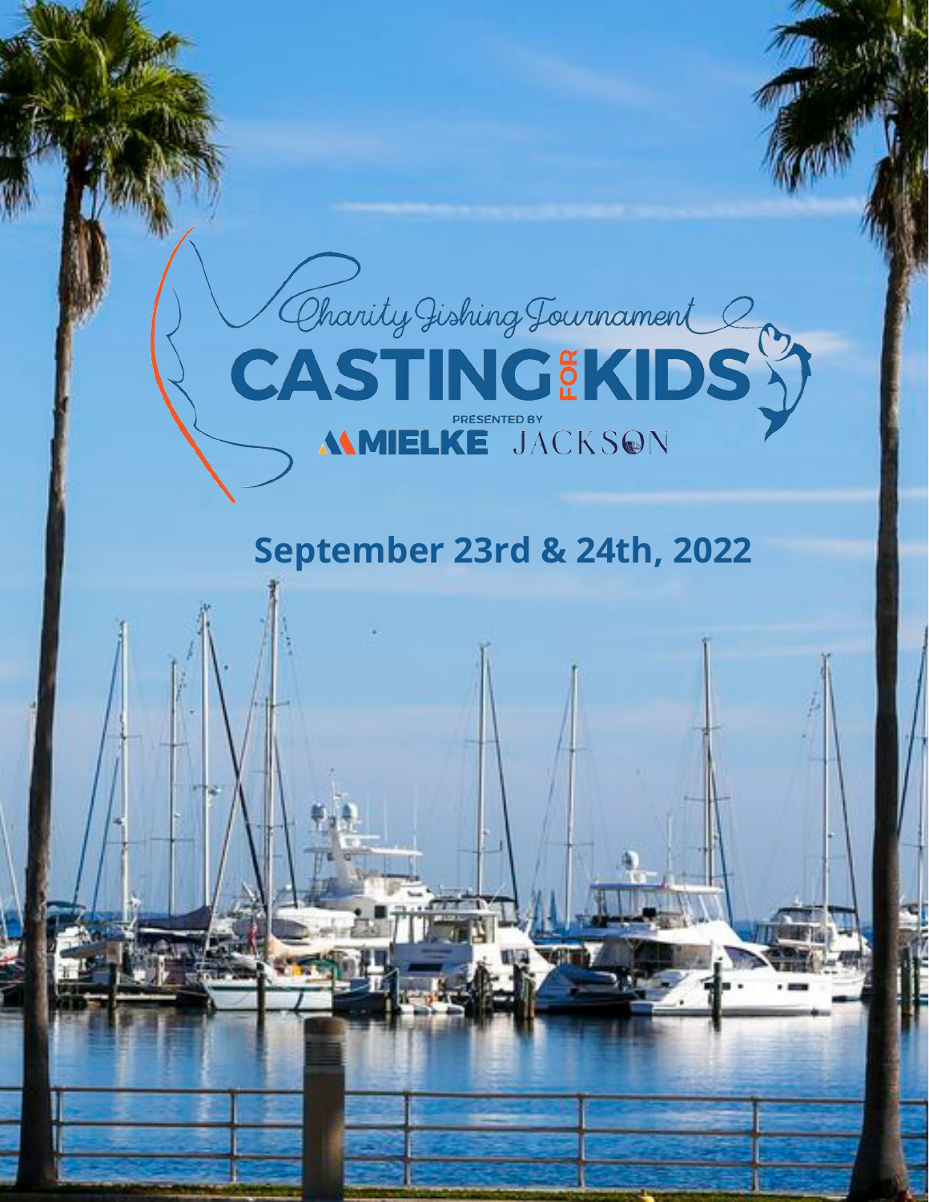Charity Fishing Tournament

# CASTING FOR KIDS

PRESENTED BY

MIELKE JACKSON

## September 23rd & 24th, 2022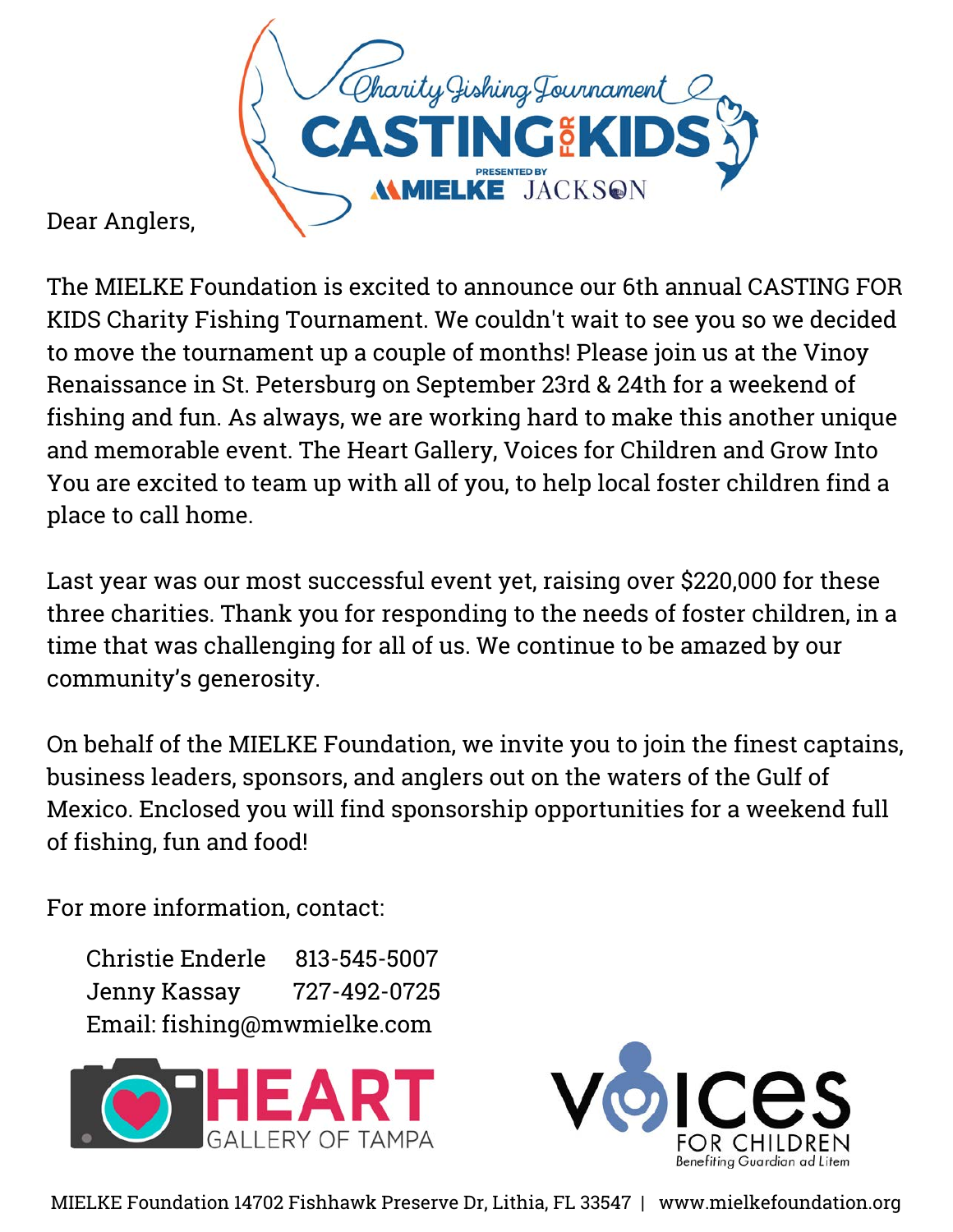Charity Fishing Tournament

CASTING FOR KIDS

PRESENTED BY MIELKE JACKSON

Dear Anglers,

The MIELKE Foundation is excited to announce our 6th annual CASTING FOR KIDS Charity Fishing Tournament. We couldn't wait to see you so we decided to move the tournament up a couple of months! Please join us at the Vinoy Renaissance in St. Petersburg on September 23rd & 24th for a weekend of fishing and fun. As always, we are working hard to make this another unique and memorable event. The Heart Gallery, Voices for Children and Grow Into You are excited to team up with all of you, to help local foster children find a place to call home.

Last year was our most successful event yet, raising over $220,000 for these three charities. Thank you for responding to the needs of foster children, in a time that was challenging for all of us. We continue to be amazed by our community's generosity.

On behalf of the MIELKE Foundation, we invite you to join the finest captains, business leaders, sponsors, and anglers out on the waters of the Gulf of Mexico. Enclosed you will find sponsorship opportunities for a weekend full of fishing, fun and food!

For more information, contact:

Christie Enderle 813-545-5007
Jenny Kassay 727-492-0725
Email: fishing@mwmielke.com

HEART GALLERY OF TAMPA

VOICES FOR CHILDREN
Benefiting Guardian ad Litem

MIELKE Foundation 14702 Fishhawk Preserve Dr, Lithia, FL 33547 | www.mielkefoundation.org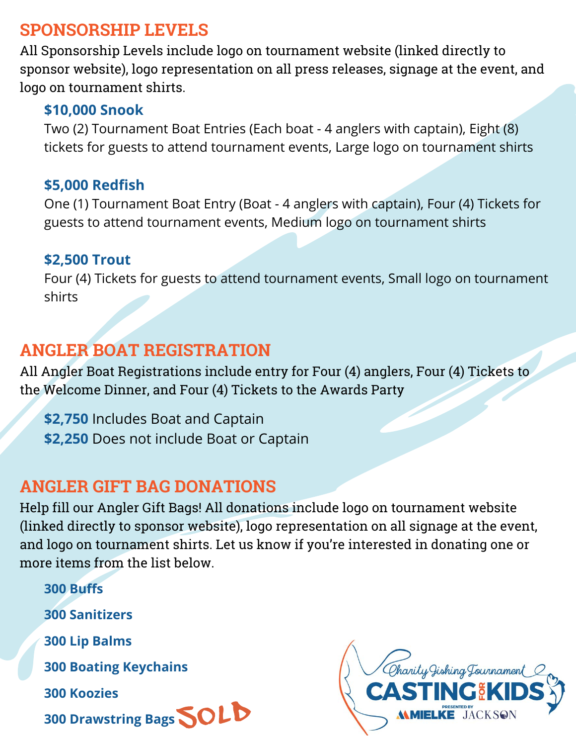## SPONSORSHIP LEVELS

All Sponsorship Levels include logo on tournament website (linked directly to sponsor website), logo representation on all press releases, signage at the event, and logo on tournament shirts.

### $10,000 Snook

Two (2) Tournament Boat Entries (Each boat - 4 anglers with captain), Eight (8) tickets for guests to attend tournament events, Large logo on tournament shirts

### $5,000 Redfish

One (1) Tournament Boat Entry (Boat - 4 anglers with captain), Four (4) Tickets for guests to attend tournament events, Medium logo on tournament shirts

### $2,500 Trout

Four (4) Tickets for guests to attend tournament events, Small logo on tournament shirts

## ANGLER BOAT REGISTRATION

All Angler Boat Registrations include entry for Four (4) anglers, Four (4) Tickets to the Welcome Dinner, and Four (4) Tickets to the Awards Party

**$2,750** Includes Boat and Captain
**$2,250** Does not include Boat or Captain

## ANGLER GIFT BAG DONATIONS

Help fill our Angler Gift Bags! All donations include logo on tournament website (linked directly to sponsor website), logo representation on all signage at the event, and logo on tournament shirts. Let us know if you're interested in donating one or more items from the list below.

**300 Buffs**

**300 Sanitizers**

**300 Lip Balms**

**300 Boating Keychains**

**300 Koozies**

**300 Drawstring Bags** SOLD

Charity Fishing Tournament
CASTING FOR KIDS
PRESENTED BY MIELKE JACKSON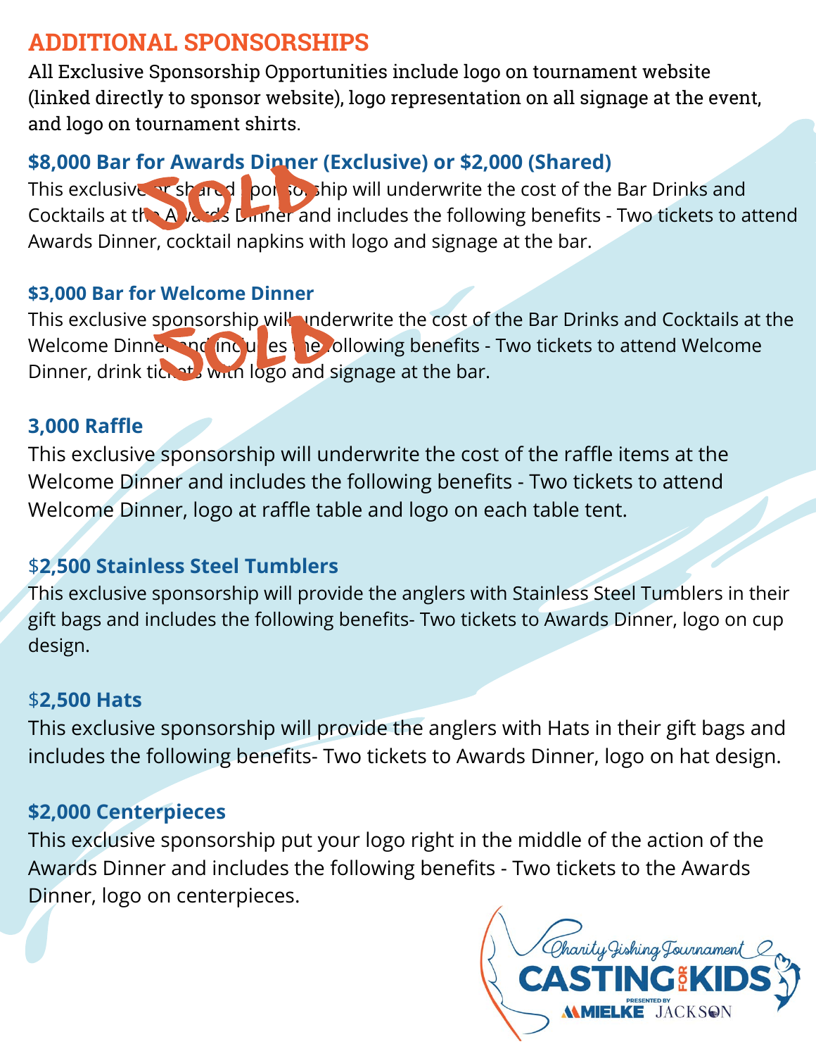## ADDITIONAL SPONSORSHIPS

All Exclusive Sponsorship Opportunities include logo on tournament website (linked directly to sponsor website), logo representation on all signage at the event, and logo on tournament shirts.

### $8,000 Bar for Awards Dinner (Exclusive) or $2,000 (Shared)

SOLD

This exclusive or shared sponsorship will underwrite the cost of the Bar Drinks and Cocktails at the Awards Dinner and includes the following benefits - Two tickets to attend Awards Dinner, cocktail napkins with logo and signage at the bar.

### $3,000 Bar for Welcome Dinner

SOLD

This exclusive sponsorship will underwrite the cost of the Bar Drinks and Cocktails at the Welcome Dinner and includes the following benefits - Two tickets to attend Welcome Dinner, drink tickets with logo and signage at the bar.

### 3,000 Raffle

This exclusive sponsorship will underwrite the cost of the raffle items at the Welcome Dinner and includes the following benefits - Two tickets to attend Welcome Dinner, logo at raffle table and logo on each table tent.

### $2,500 Stainless Steel Tumblers

This exclusive sponsorship will provide the anglers with Stainless Steel Tumblers in their gift bags and includes the following benefits- Two tickets to Awards Dinner, logo on cup design.

### $2,500 Hats

This exclusive sponsorship will provide the anglers with Hats in their gift bags and includes the following benefits- Two tickets to Awards Dinner, logo on hat design.

### $2,000 Centerpieces

This exclusive sponsorship put your logo right in the middle of the action of the Awards Dinner and includes the following benefits - Two tickets to the Awards Dinner, logo on centerpieces.

Charity Fishing Tournament
CASTING FOR KIDS
PRESENTED BY MIELKE JACKSON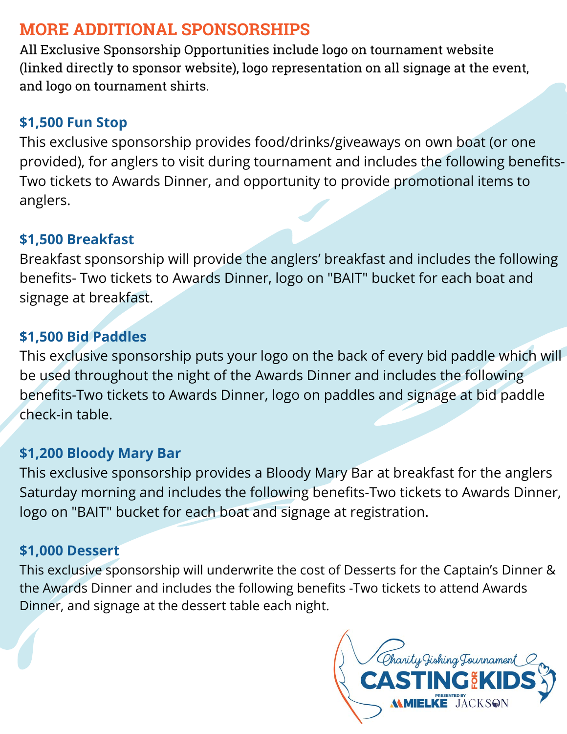# MORE ADDITIONAL SPONSORSHIPS

All Exclusive Sponsorship Opportunities include logo on tournament website (linked directly to sponsor website), logo representation on all signage at the event, and logo on tournament shirts.

### $1,500 Fun Stop

This exclusive sponsorship provides food/drinks/giveaways on own boat (or one provided), for anglers to visit during tournament and includes the following benefits- Two tickets to Awards Dinner, and opportunity to provide promotional items to anglers.

### $1,500 Breakfast

Breakfast sponsorship will provide the anglers' breakfast and includes the following benefits- Two tickets to Awards Dinner, logo on "BAIT" bucket for each boat and signage at breakfast.

### $1,500 Bid Paddles

This exclusive sponsorship puts your logo on the back of every bid paddle which will be used throughout the night of the Awards Dinner and includes the following benefits-Two tickets to Awards Dinner, logo on paddles and signage at bid paddle check-in table.

### $1,200 Bloody Mary Bar

This exclusive sponsorship provides a Bloody Mary Bar at breakfast for the anglers Saturday morning and includes the following benefits-Two tickets to Awards Dinner, logo on "BAIT" bucket for each boat and signage at registration.

### $1,000 Dessert

This exclusive sponsorship will underwrite the cost of Desserts for the Captain's Dinner & the Awards Dinner and includes the following benefits -Two tickets to attend Awards Dinner, and signage at the dessert table each night.

Charity Fishing Tournament
CASTING FOR KIDS
PRESENTED BY MIELKE JACKSON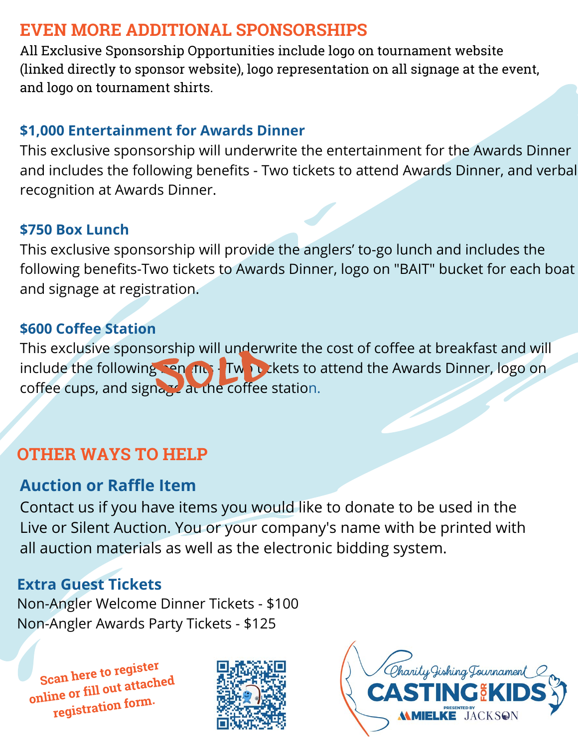## EVEN MORE ADDITIONAL SPONSORSHIPS

All Exclusive Sponsorship Opportunities include logo on tournament website (linked directly to sponsor website), logo representation on all signage at the event, and logo on tournament shirts.

### $1,000 Entertainment for Awards Dinner

This exclusive sponsorship will underwrite the entertainment for the Awards Dinner and includes the following benefits - Two tickets to attend Awards Dinner, and verbal recognition at Awards Dinner.

### $750 Box Lunch

This exclusive sponsorship will provide the anglers' to-go lunch and includes the following benefits-Two tickets to Awards Dinner, logo on "BAIT" bucket for each boat and signage at registration.

### $600 Coffee Station

SOLD

This exclusive sponsorship will underwrite the cost of coffee at breakfast and will include the following benefits - Two tickets to attend the Awards Dinner, logo on coffee cups, and signage at the coffee station.

## OTHER WAYS TO HELP

### Auction or Raffle Item

Contact us if you have items you would like to donate to be used in the Live or Silent Auction. You or your company's name with be printed with all auction materials as well as the electronic bidding system.

### Extra Guest Tickets

Non-Angler Welcome Dinner Tickets - $100
Non-Angler Awards Party Tickets - $125

Scan here to register online or fill out attached registration form.

Charity Fishing Tournament CASTING FOR KIDS PRESENTED BY MIELKE JACKSON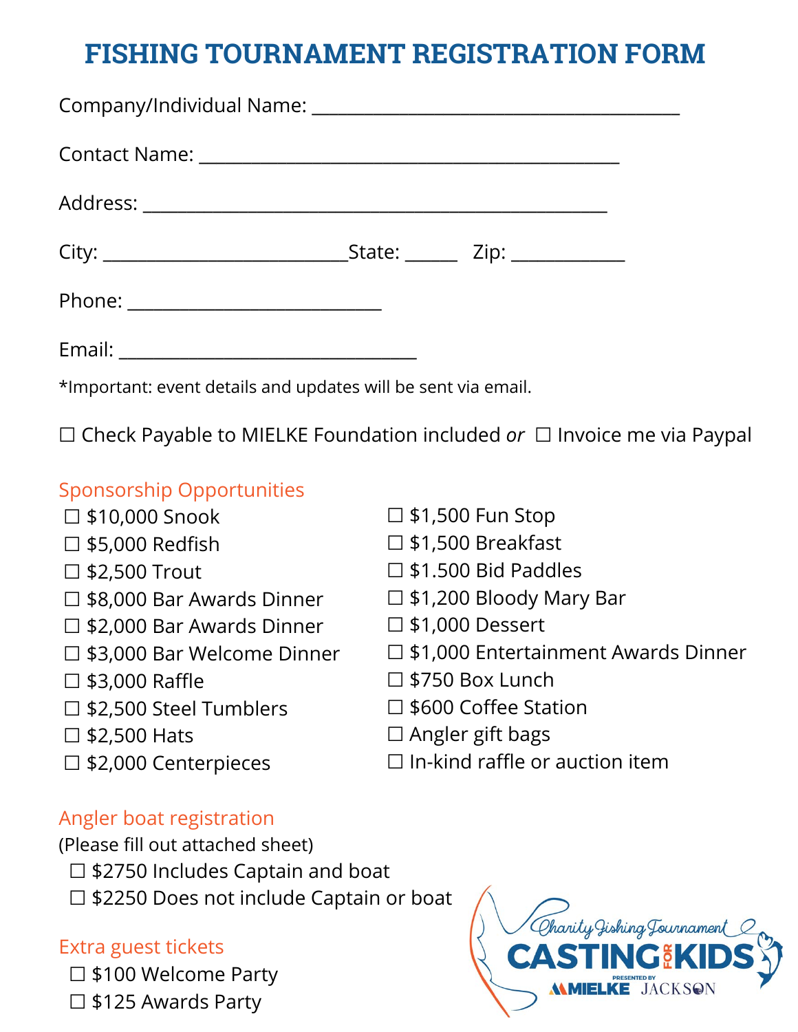# FISHING TOURNAMENT REGISTRATION FORM

Company/Individual Name: ________________________________________

Contact Name: ______________________________________________

Address: ___________________________________________________

City: ___________________________State: ______ Zip: ____________

Phone: ____________________________

Email: _________________________________

*Important: event details and updates will be sent via email.

☐ Check Payable to MIELKE Foundation included *or* ☐ Invoice me via Paypal

## Sponsorship Opportunities

☐ $10,000 Snook
☐ $5,000 Redfish
☐ $2,500 Trout
☐ $8,000 Bar Awards Dinner
☐ $2,000 Bar Awards Dinner
☐ $3,000 Bar Welcome Dinner
☐ $3,000 Raffle
☐ $2,500 Steel Tumblers
☐ $2,500 Hats
☐ $2,000 Centerpieces
☐ $1,500 Fun Stop
☐ $1,500 Breakfast
☐ $1.500 Bid Paddles
☐ $1,200 Bloody Mary Bar
☐ $1,000 Dessert
☐ $1,000 Entertainment Awards Dinner
☐ $750 Box Lunch
☐ $600 Coffee Station
☐ Angler gift bags
☐ In-kind raffle or auction item

## Angler boat registration

(Please fill out attached sheet)

☐ $2750 Includes Captain and boat
☐ $2250 Does not include Captain or boat

## Extra guest tickets

☐ $100 Welcome Party
☐ $125 Awards Party

Charity Fishing Tournament CASTING FOR KIDS PRESENTED BY MIELKE JACKSON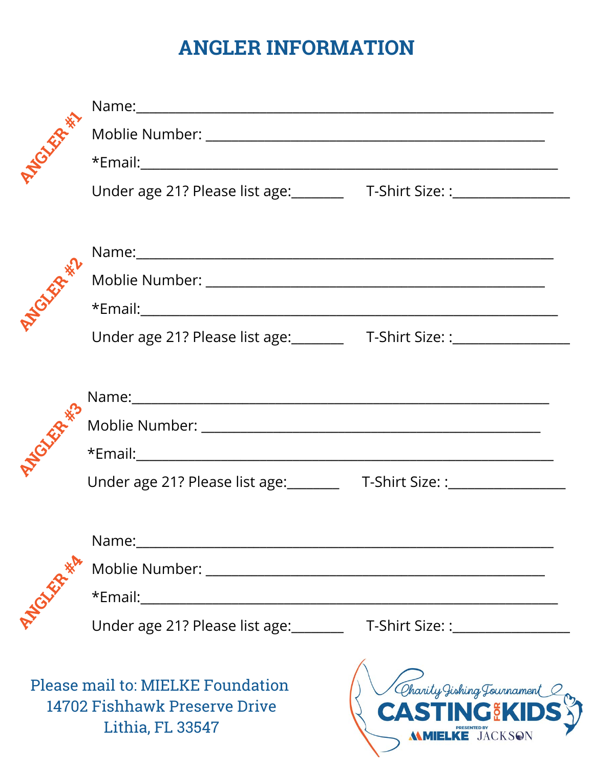# ANGLER INFORMATION

**ANGLER #1**

Name:______________________________________________________

Moblie Number: ____________________________________________

*Email:_____________________________________________________

Under age 21? Please list age:_______ T-Shirt Size: :________________

**ANGLER #2**

Name:______________________________________________________

Moblie Number: ____________________________________________

*Email:_____________________________________________________

Under age 21? Please list age:_______ T-Shirt Size: :________________

**ANGLER #3**

Name:______________________________________________________

Moblie Number: ____________________________________________

*Email:_____________________________________________________

Under age 21? Please list age:_______ T-Shirt Size: :________________

**ANGLER #4**

Name:______________________________________________________

Moblie Number: ____________________________________________

*Email:_____________________________________________________

Under age 21? Please list age:_______ T-Shirt Size: :________________

Please mail to: MIELKE Foundation
14702 Fishhawk Preserve Drive
Lithia, FL 33547

Charity Fishing Tournament
CASTING FOR KIDS
PRESENTED BY MIELKE JACKSON